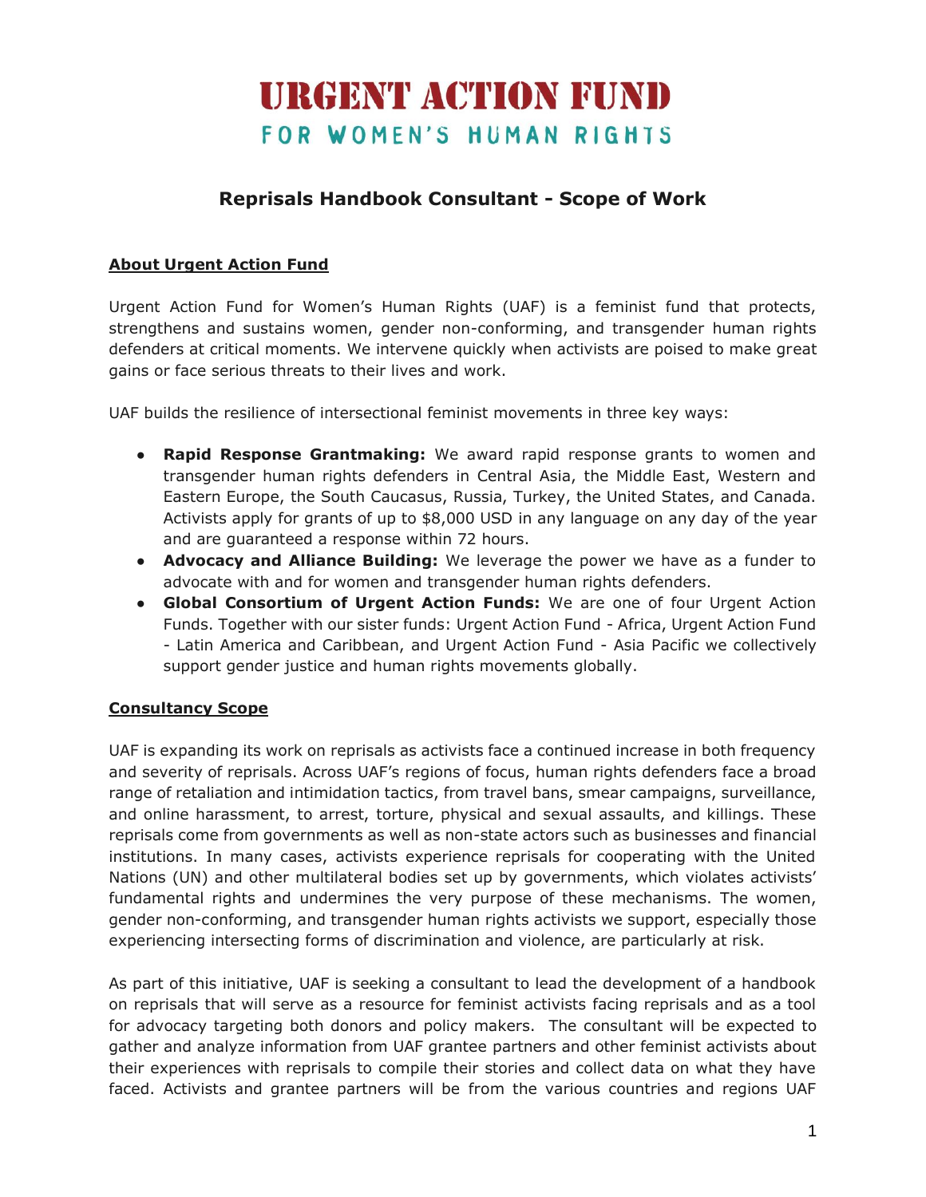# URGENT ACTION FUND
## FOR WOMEN'S HUMAN RIGHTS

## Reprisals Handbook Consultant - Scope of Work

### About Urgent Action Fund

Urgent Action Fund for Women's Human Rights (UAF) is a feminist fund that protects, strengthens and sustains women, gender non-conforming, and transgender human rights defenders at critical moments. We intervene quickly when activists are poised to make great gains or face serious threats to their lives and work.

UAF builds the resilience of intersectional feminist movements in three key ways:

- **Rapid Response Grantmaking:** We award rapid response grants to women and transgender human rights defenders in Central Asia, the Middle East, Western and Eastern Europe, the South Caucasus, Russia, Turkey, the United States, and Canada. Activists apply for grants of up to $8,000 USD in any language on any day of the year and are guaranteed a response within 72 hours.
- **Advocacy and Alliance Building:** We leverage the power we have as a funder to advocate with and for women and transgender human rights defenders.
- **Global Consortium of Urgent Action Funds:** We are one of four Urgent Action Funds. Together with our sister funds: Urgent Action Fund - Africa, Urgent Action Fund - Latin America and Caribbean, and Urgent Action Fund - Asia Pacific we collectively support gender justice and human rights movements globally.

### Consultancy Scope

UAF is expanding its work on reprisals as activists face a continued increase in both frequency and severity of reprisals. Across UAF's regions of focus, human rights defenders face a broad range of retaliation and intimidation tactics, from travel bans, smear campaigns, surveillance, and online harassment, to arrest, torture, physical and sexual assaults, and killings. These reprisals come from governments as well as non-state actors such as businesses and financial institutions. In many cases, activists experience reprisals for cooperating with the United Nations (UN) and other multilateral bodies set up by governments, which violates activists' fundamental rights and undermines the very purpose of these mechanisms. The women, gender non-conforming, and transgender human rights activists we support, especially those experiencing intersecting forms of discrimination and violence, are particularly at risk.

As part of this initiative, UAF is seeking a consultant to lead the development of a handbook on reprisals that will serve as a resource for feminist activists facing reprisals and as a tool for advocacy targeting both donors and policy makers. The consultant will be expected to gather and analyze information from UAF grantee partners and other feminist activists about their experiences with reprisals to compile their stories and collect data on what they have faced. Activists and grantee partners will be from the various countries and regions UAF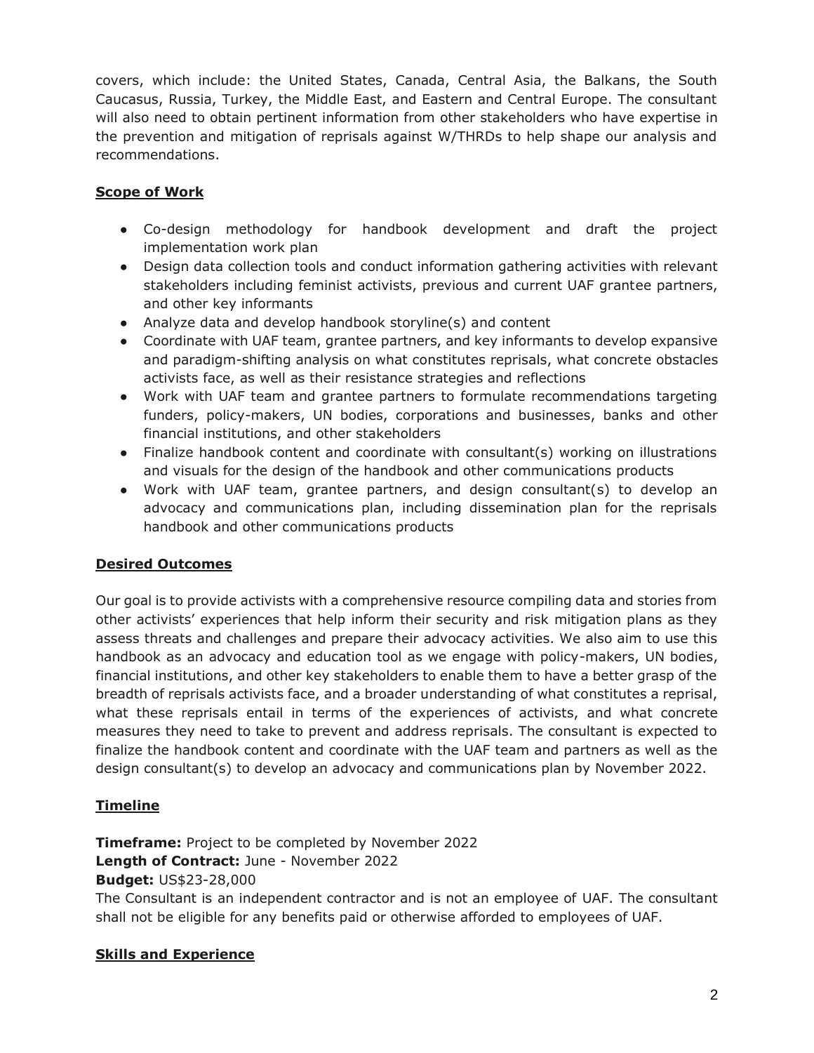covers, which include: the United States, Canada, Central Asia, the Balkans, the South Caucasus, Russia, Turkey, the Middle East, and Eastern and Central Europe. The consultant will also need to obtain pertinent information from other stakeholders who have expertise in the prevention and mitigation of reprisals against W/THRDs to help shape our analysis and recommendations.

## Scope of Work

- Co-design methodology for handbook development and draft the project implementation work plan
- Design data collection tools and conduct information gathering activities with relevant stakeholders including feminist activists, previous and current UAF grantee partners, and other key informants
- Analyze data and develop handbook storyline(s) and content
- Coordinate with UAF team, grantee partners, and key informants to develop expansive and paradigm-shifting analysis on what constitutes reprisals, what concrete obstacles activists face, as well as their resistance strategies and reflections
- Work with UAF team and grantee partners to formulate recommendations targeting funders, policy-makers, UN bodies, corporations and businesses, banks and other financial institutions, and other stakeholders
- Finalize handbook content and coordinate with consultant(s) working on illustrations and visuals for the design of the handbook and other communications products
- Work with UAF team, grantee partners, and design consultant(s) to develop an advocacy and communications plan, including dissemination plan for the reprisals handbook and other communications products

## Desired Outcomes

Our goal is to provide activists with a comprehensive resource compiling data and stories from other activists' experiences that help inform their security and risk mitigation plans as they assess threats and challenges and prepare their advocacy activities. We also aim to use this handbook as an advocacy and education tool as we engage with policy-makers, UN bodies, financial institutions, and other key stakeholders to enable them to have a better grasp of the breadth of reprisals activists face, and a broader understanding of what constitutes a reprisal, what these reprisals entail in terms of the experiences of activists, and what concrete measures they need to take to prevent and address reprisals. The consultant is expected to finalize the handbook content and coordinate with the UAF team and partners as well as the design consultant(s) to develop an advocacy and communications plan by November 2022.

## Timeline

**Timeframe:** Project to be completed by November 2022
**Length of Contract:** June - November 2022
**Budget:** US$23-28,000
The Consultant is an independent contractor and is not an employee of UAF. The consultant shall not be eligible for any benefits paid or otherwise afforded to employees of UAF.

## Skills and Experience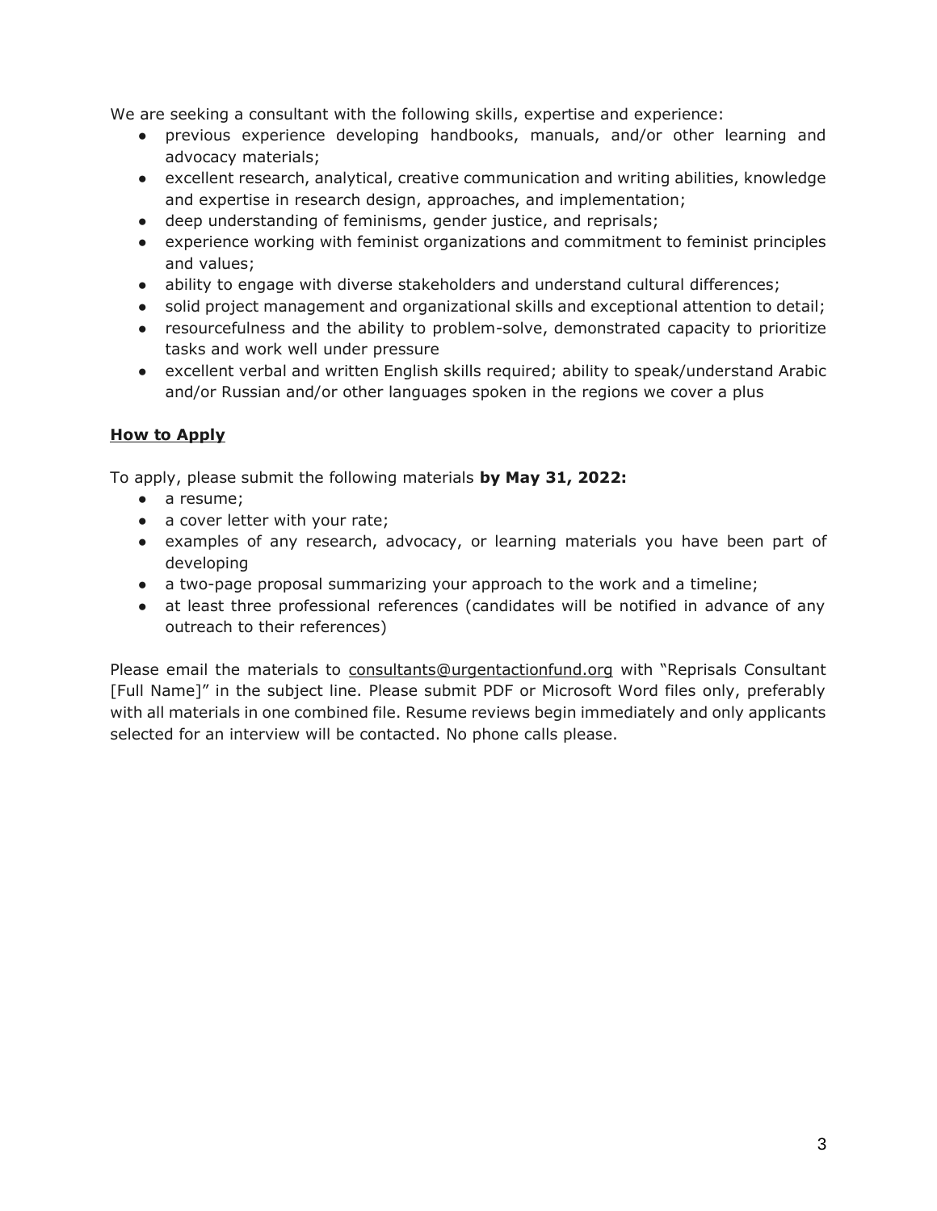We are seeking a consultant with the following skills, expertise and experience:

- previous experience developing handbooks, manuals, and/or other learning and advocacy materials;
- excellent research, analytical, creative communication and writing abilities, knowledge and expertise in research design, approaches, and implementation;
- deep understanding of feminisms, gender justice, and reprisals;
- experience working with feminist organizations and commitment to feminist principles and values;
- ability to engage with diverse stakeholders and understand cultural differences;
- solid project management and organizational skills and exceptional attention to detail;
- resourcefulness and the ability to problem-solve, demonstrated capacity to prioritize tasks and work well under pressure
- excellent verbal and written English skills required; ability to speak/understand Arabic and/or Russian and/or other languages spoken in the regions we cover a plus

## How to Apply

To apply, please submit the following materials **by May 31, 2022:**

- a resume;
- a cover letter with your rate;
- examples of any research, advocacy, or learning materials you have been part of developing
- a two-page proposal summarizing your approach to the work and a timeline;
- at least three professional references (candidates will be notified in advance of any outreach to their references)

Please email the materials to consultants@urgentactionfund.org with "Reprisals Consultant [Full Name]" in the subject line. Please submit PDF or Microsoft Word files only, preferably with all materials in one combined file. Resume reviews begin immediately and only applicants selected for an interview will be contacted. No phone calls please.